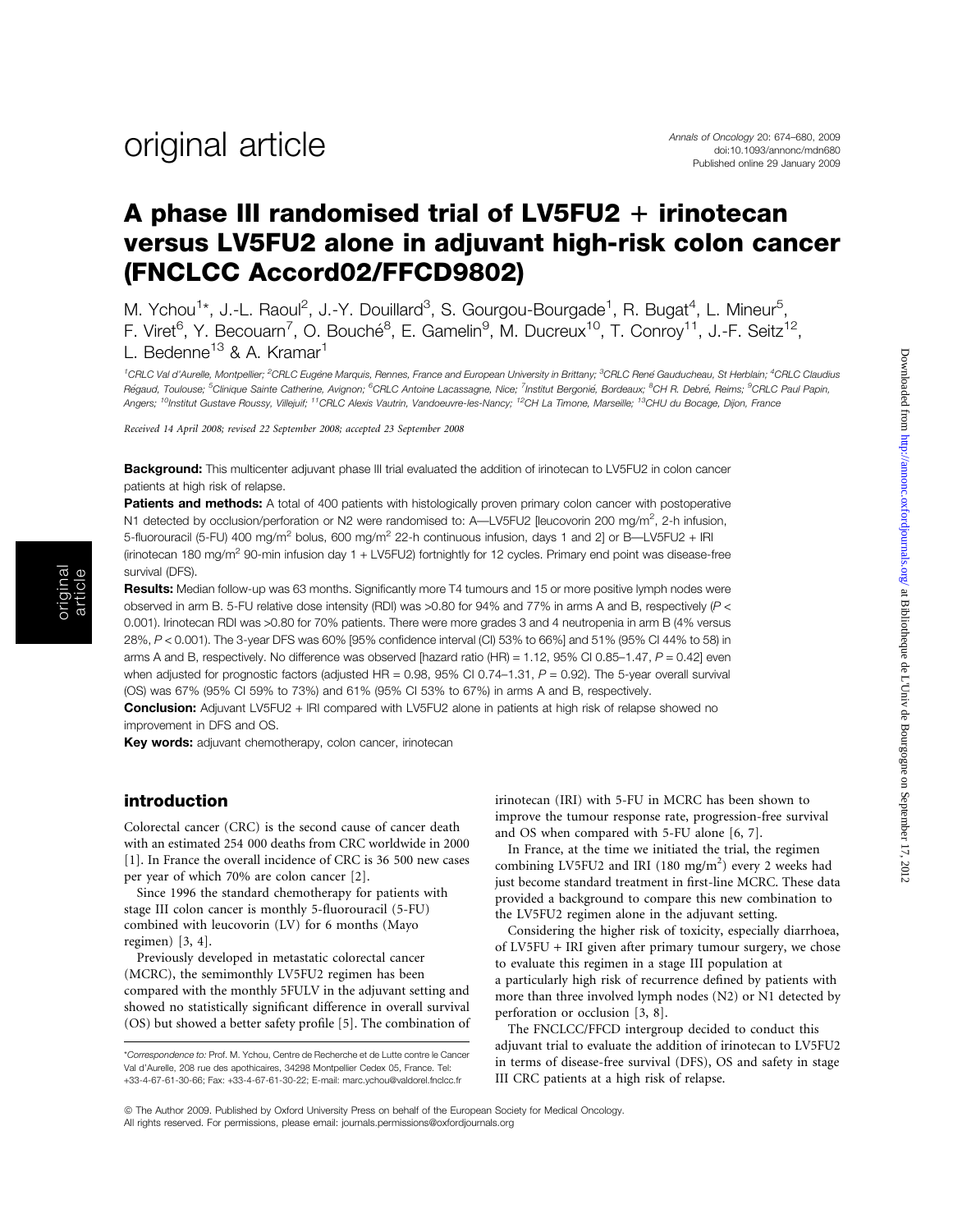# A phase III randomised trial of LV5FU2 + irinotecan versus LV5FU2 alone in adjuvant high-risk colon cancer (FNCLCC Accord02/FFCD9802)

M. Ychou[1]*, J.-L. Raoul[2], J.-Y. Douillard[3], S. Gourgou-Bourgade[1], R. Bugat[4], L. Mineur[5], F. Viret[6], Y. Becouarn[7], O. Bouché[8], E. Gamelin[9], M. Ducreux[10], T. Conroy[11], J.-F. Seitz[12], L. Bedenne[13] & A. Kramar[1]

[1]CRLC Val d'Aurelle, Montpellier; [2]CRLC Eugène Marquis, Rennes, France and European University in Brittany; [3]CRLC René Gauducheau, St Herblain; [4]CRLC Claudius Régaud, Toulouse; [5]Clinique Sainte Catherine, Avignon; [6]CRLC Antoine Lacassagne, Nice; [7]Institut Bergonié, Bordeaux; [8]CH R. Debré, Reims; [9]CRLC Paul Papin, Angers; [10]Institut Gustave Roussy, Villejuif; [11]CRLC Alexis Vautrin, Vandoeuvre-les-Nancy; [12]CH La Timone, Marseille; [13]CHU du Bocage, Dijon, France

*Received 14 April 2008; revised 22 September 2008; accepted 23 September 2008*

**Background:** This multicenter adjuvant phase III trial evaluated the addition of irinotecan to LV5FU2 in colon cancer patients at high risk of relapse.

**Patients and methods:** A total of 400 patients with histologically proven primary colon cancer with postoperative N1 detected by occlusion/perforation or N2 were randomised to: A—LV5FU2 [leucovorin 200 mg/m$^2$, 2-h infusion, 5-fluorouracil (5-FU) 400 mg/m$^2$ bolus, 600 mg/m$^2$ 22-h continuous infusion, days 1 and 2] or B—LV5FU2 + IRI (irinotecan 180 mg/m$^2$ 90-min infusion day 1 + LV5FU2) fortnightly for 12 cycles. Primary end point was disease-free survival (DFS).

**Results:** Median follow-up was 63 months. Significantly more T4 tumours and 15 or more positive lymph nodes were observed in arm B. 5-FU relative dose intensity (RDI) was >0.80 for 94% and 77% in arms A and B, respectively ($P <$ 0.001). Irinotecan RDI was >0.80 for 70% patients. There were more grades 3 and 4 neutropenia in arm B (4% versus 28%, $P < 0.001$). The 3-year DFS was 60% [95% confidence interval (CI) 53% to 66%] and 51% (95% CI 44% to 58) in arms A and B, respectively. No difference was observed [hazard ratio (HR) = 1.12, 95% CI 0.85–1.47, $P = 0.42$] even when adjusted for prognostic factors (adjusted HR = 0.98, 95% CI 0.74–1.31, $P = 0.92$). The 5-year overall survival (OS) was 67% (95% CI 59% to 73%) and 61% (95% CI 53% to 67%) in arms A and B, respectively.

**Conclusion:** Adjuvant LV5FU2 + IRI compared with LV5FU2 alone in patients at high risk of relapse showed no improvement in DFS and OS.

**Key words:** adjuvant chemotherapy, colon cancer, irinotecan

## introduction

Colorectal cancer (CRC) is the second cause of cancer death with an estimated 254 000 deaths from CRC worldwide in 2000 [1]. In France the overall incidence of CRC is 36 500 new cases per year of which 70% are colon cancer [2].

Since 1996 the standard chemotherapy for patients with stage III colon cancer is monthly 5-fluorouracil (5-FU) combined with leucovorin (LV) for 6 months (Mayo regimen) [3, 4].

Previously developed in metastatic colorectal cancer (MCRC), the semimonthly LV5FU2 regimen has been compared with the monthly 5FULV in the adjuvant setting and showed no statistically significant difference in overall survival (OS) but showed a better safety profile [5]. The combination of irinotecan (IRI) with 5-FU in MCRC has been shown to improve the tumour response rate, progression-free survival and OS when compared with 5-FU alone [6, 7].

In France, at the time we initiated the trial, the regimen combining LV5FU2 and IRI (180 mg/m$^2$) every 2 weeks had just become standard treatment in first-line MCRC. These data provided a background to compare this new combination to the LV5FU2 regimen alone in the adjuvant setting.

Considering the higher risk of toxicity, especially diarrhoea, of LV5FU + IRI given after primary tumour surgery, we chose to evaluate this regimen in a stage III population at a particularly high risk of recurrence defined by patients with more than three involved lymph nodes (N2) or N1 detected by perforation or occlusion [3, 8].

The FNCLCC/FFCD intergroup decided to conduct this adjuvant trial to evaluate the addition of irinotecan to LV5FU2 in terms of disease-free survival (DFS), OS and safety in stage III CRC patients at a high risk of relapse.

*Correspondence to: Prof. M. Ychou, Centre de Recherche et de Lutte contre le Cancer Val d'Aurelle, 208 rue des apothicaires, 34298 Montpellier Cedex 05, France. Tel: +33-4-67-61-30-66; Fax: +33-4-67-61-30-22; E-mail: marc.ychou@valdorel.fnclcc.fr

© The Author 2009. Published by Oxford University Press on behalf of the European Society for Medical Oncology. All rights reserved. For permissions, please email: journals.permissions@oxfordjournals.org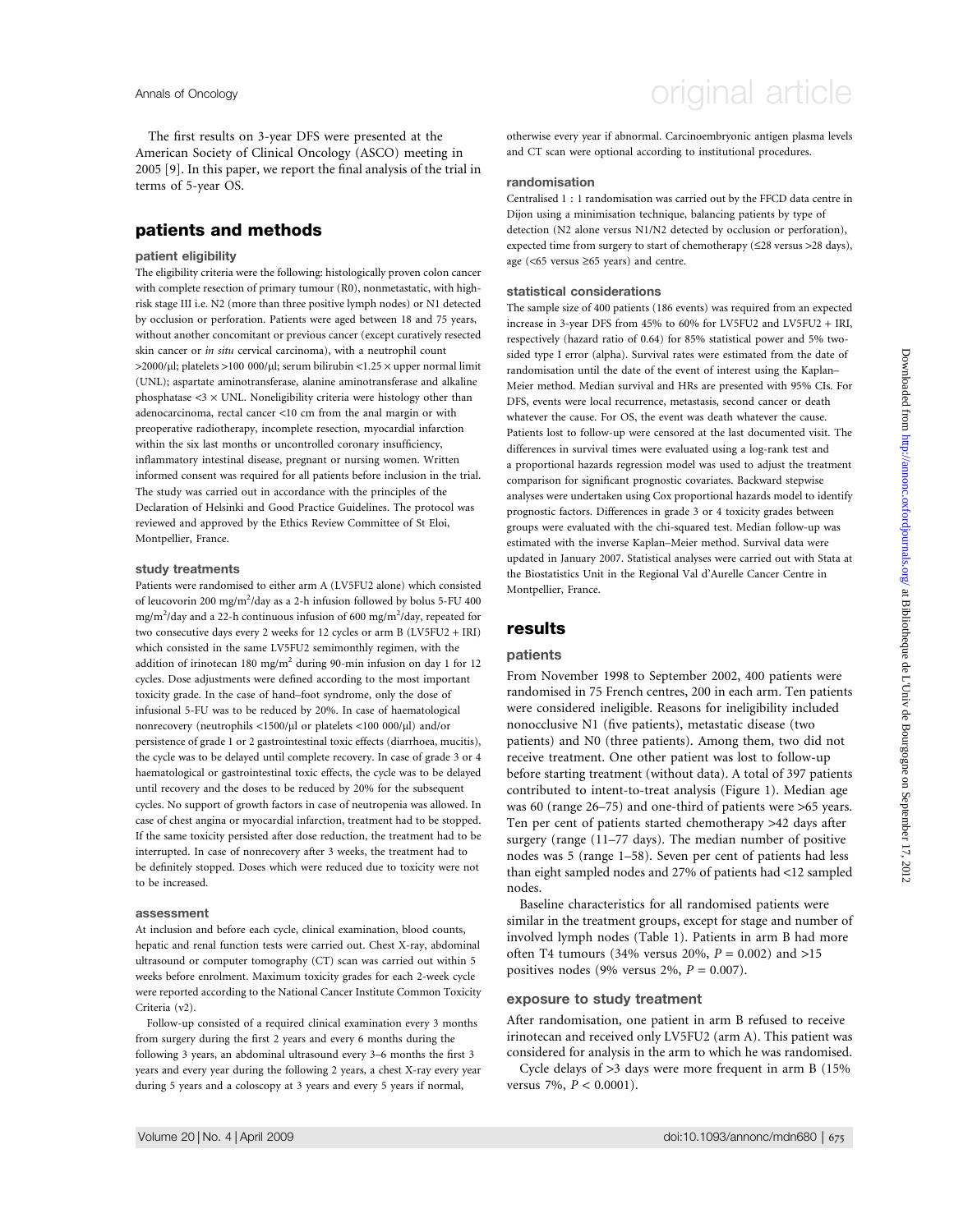The first results on 3-year DFS were presented at the American Society of Clinical Oncology (ASCO) meeting in 2005 [9]. In this paper, we report the final analysis of the trial in terms of 5-year OS.

## patients and methods

### patient eligibility

The eligibility criteria were the following: histologically proven colon cancer with complete resection of primary tumour (R0), nonmetastatic, with high-risk stage III i.e. N2 (more than three positive lymph nodes) or N1 detected by occlusion or perforation. Patients were aged between 18 and 75 years, without another concomitant or previous cancer (except curatively resected skin cancer or *in situ* cervical carcinoma), with a neutrophil count >2000/μl; platelets >100 000/μl; serum bilirubin <1.25 × upper normal limit (UNL); aspartate aminotransferase, alanine aminotransferase and alkaline phosphatase <3 × UNL. Noneligibility criteria were histology other than adenocarcinoma, rectal cancer <10 cm from the anal margin or with preoperative radiotherapy, incomplete resection, myocardial infarction within the six last months or uncontrolled coronary insufficiency, inflammatory intestinal disease, pregnant or nursing women. Written informed consent was required for all patients before inclusion in the trial. The study was carried out in accordance with the principles of the Declaration of Helsinki and Good Practice Guidelines. The protocol was reviewed and approved by the Ethics Review Committee of St Eloi, Montpellier, France.

### study treatments

Patients were randomised to either arm A (LV5FU2 alone) which consisted of leucovorin 200 mg/m$^2$/day as a 2-h infusion followed by bolus 5-FU 400 mg/m$^2$/day and a 22-h continuous infusion of 600 mg/m$^2$/day, repeated for two consecutive days every 2 weeks for 12 cycles or arm B (LV5FU2 + IRI) which consisted in the same LV5FU2 semimonthly regimen, with the addition of irinotecan 180 mg/m$^2$ during 90-min infusion on day 1 for 12 cycles. Dose adjustments were defined according to the most important toxicity grade. In the case of hand–foot syndrome, only the dose of infusional 5-FU was to be reduced by 20%. In case of haematological nonrecovery (neutrophils <1500/μl or platelets <100 000/μl) and/or persistence of grade 1 or 2 gastrointestinal toxic effects (diarrhoea, mucitis), the cycle was to be delayed until complete recovery. In case of grade 3 or 4 haematological or gastrointestinal toxic effects, the cycle was to be delayed until recovery and the doses to be reduced by 20% for the subsequent cycles. No support of growth factors in case of neutropenia was allowed. In case of chest angina or myocardial infarction, treatment had to be stopped. If the same toxicity persisted after dose reduction, the treatment had to be interrupted. In case of nonrecovery after 3 weeks, the treatment had to be definitely stopped. Doses which were reduced due to toxicity were not to be increased.

### assessment

At inclusion and before each cycle, clinical examination, blood counts, hepatic and renal function tests were carried out. Chest X-ray, abdominal ultrasound or computer tomography (CT) scan was carried out within 5 weeks before enrolment. Maximum toxicity grades for each 2-week cycle were reported according to the National Cancer Institute Common Toxicity Criteria (v2).

Follow-up consisted of a required clinical examination every 3 months from surgery during the first 2 years and every 6 months during the following 3 years, an abdominal ultrasound every 3–6 months the first 3 years and every year during the following 2 years, a chest X-ray every year during 5 years and a coloscopy at 3 years and every 5 years if normal, otherwise every year if abnormal. Carcinoembryonic antigen plasma levels and CT scan were optional according to institutional procedures.

### randomisation

Centralised 1 : 1 randomisation was carried out by the FFCD data centre in Dijon using a minimisation technique, balancing patients by type of detection (N2 alone versus N1/N2 detected by occlusion or perforation), expected time from surgery to start of chemotherapy (≤28 versus >28 days), age (<65 versus ≥65 years) and centre.

### statistical considerations

The sample size of 400 patients (186 events) was required from an expected increase in 3-year DFS from 45% to 60% for LV5FU2 and LV5FU2 + IRI, respectively (hazard ratio of 0.64) for 85% statistical power and 5% two-sided type I error (alpha). Survival rates were estimated from the date of randomisation until the date of the event of interest using the Kaplan–Meier method. Median survival and HRs are presented with 95% CIs. For DFS, events were local recurrence, metastasis, second cancer or death whatever the cause. For OS, the event was death whatever the cause. Patients lost to follow-up were censored at the last documented visit. The differences in survival times were evaluated using a log-rank test and a proportional hazards regression model was used to adjust the treatment comparison for significant prognostic covariates. Backward stepwise analyses were undertaken using Cox proportional hazards model to identify prognostic factors. Differences in grade 3 or 4 toxicity grades between groups were evaluated with the chi-squared test. Median follow-up was estimated with the inverse Kaplan–Meier method. Survival data were updated in January 2007. Statistical analyses were carried out with Stata at the Biostatistics Unit in the Regional Val d'Aurelle Cancer Centre in Montpellier, France.

## results

### patients

From November 1998 to September 2002, 400 patients were randomised in 75 French centres, 200 in each arm. Ten patients were considered ineligible. Reasons for ineligibility included nonocclusive N1 (five patients), metastatic disease (two patients) and N0 (three patients). Among them, two did not receive treatment. One other patient was lost to follow-up before starting treatment (without data). A total of 397 patients contributed to intent-to-treat analysis (Figure 1). Median age was 60 (range 26–75) and one-third of patients were >65 years. Ten per cent of patients started chemotherapy >42 days after surgery (range (11–77 days). The median number of positive nodes was 5 (range 1–58). Seven per cent of patients had less than eight sampled nodes and 27% of patients had <12 sampled nodes.

Baseline characteristics for all randomised patients were similar in the treatment groups, except for stage and number of involved lymph nodes (Table 1). Patients in arm B had more often T4 tumours (34% versus 20%, $P = 0.002$) and >15 positives nodes (9% versus 2%, $P = 0.007$).

### exposure to study treatment

After randomisation, one patient in arm B refused to receive irinotecan and received only LV5FU2 (arm A). This patient was considered for analysis in the arm to which he was randomised.

Cycle delays of >3 days were more frequent in arm B (15% versus 7%, $P < 0.0001$).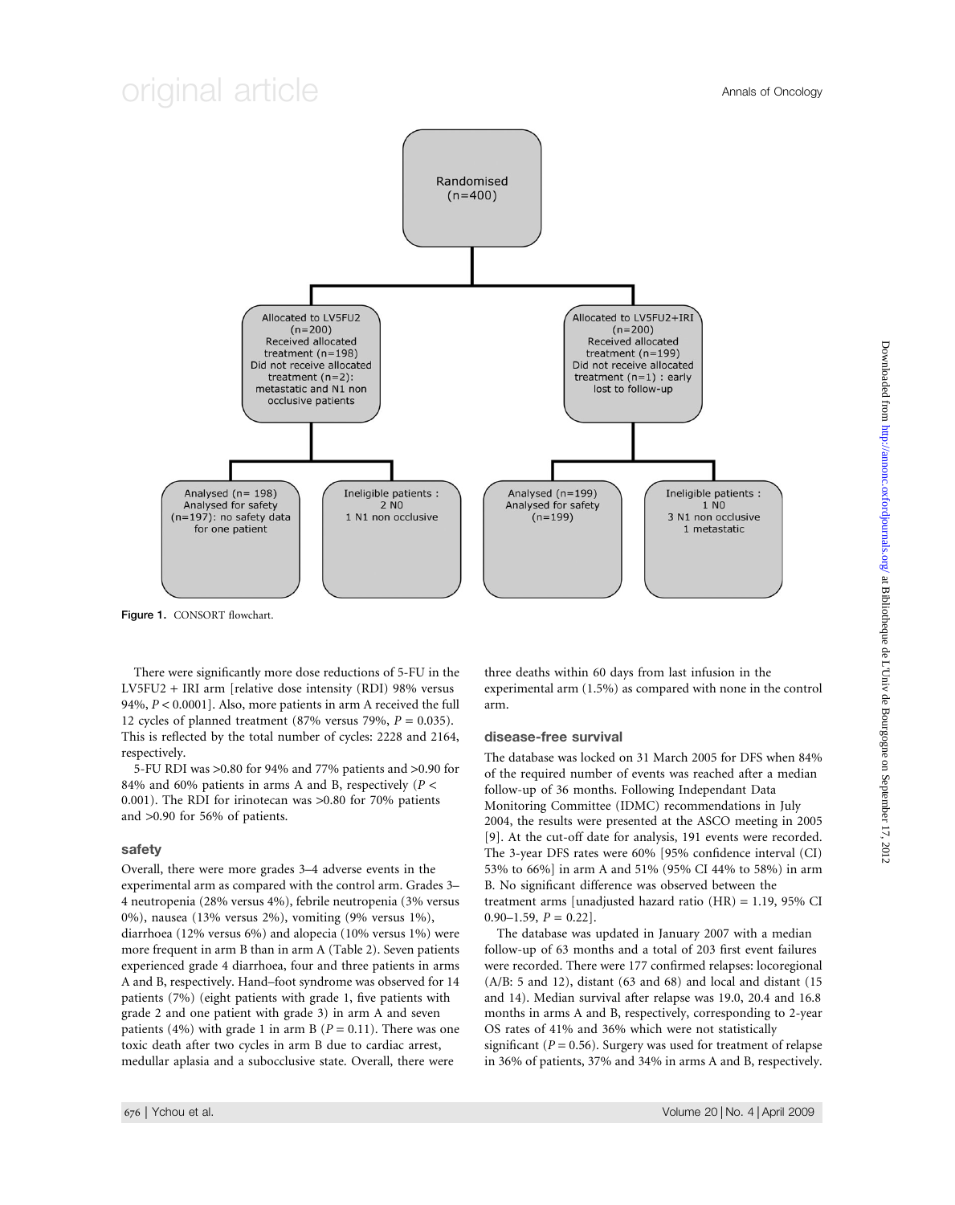Randomised (n=400)

| Allocated to LV5FU2 (n=200) | Allocated to LV5FU2+IRI (n=200) |
|---|---|
| Received allocated treatment (n=198) | Received allocated treatment (n=199) |
| Did not receive allocated treatment (n=2): metastatic and N1 non occlusive patients | Did not receive allocated treatment (n=1) : early lost to follow-up |
| Analysed (n= 198) Analysed for safety (n=197): no safety data for one patient | Analysed (n=199) Analysed for safety (n=199) |
| Ineligible patients : 2 N0, 1 N1 non occlusive | Ineligible patients : 1 N0, 3 N1 non occlusive, 1 metastatic |

**Figure 1.** CONSORT flowchart.

There were significantly more dose reductions of 5-FU in the LV5FU2 + IRI arm [relative dose intensity (RDI) 98% versus 94%, $P < 0.0001$]. Also, more patients in arm A received the full 12 cycles of planned treatment (87% versus 79%, $P = 0.035$). This is reflected by the total number of cycles: 2228 and 2164, respectively.

5-FU RDI was >0.80 for 94% and 77% patients and >0.90 for 84% and 60% patients in arms A and B, respectively ($P < 0.001$). The RDI for irinotecan was >0.80 for 70% patients and >0.90 for 56% of patients.

### safety

Overall, there were more grades 3–4 adverse events in the experimental arm as compared with the control arm. Grades 3–4 neutropenia (28% versus 4%), febrile neutropenia (3% versus 0%), nausea (13% versus 2%), vomiting (9% versus 1%), diarrhoea (12% versus 6%) and alopecia (10% versus 1%) were more frequent in arm B than in arm A (Table 2). Seven patients experienced grade 4 diarrhoea, four and three patients in arms A and B, respectively. Hand–foot syndrome was observed for 14 patients (7%) (eight patients with grade 1, five patients with grade 2 and one patient with grade 3) in arm A and seven patients (4%) with grade 1 in arm B ($P = 0.11$). There was one toxic death after two cycles in arm B due to cardiac arrest, medullar aplasia and a subocclusive state. Overall, there were three deaths within 60 days from last infusion in the experimental arm (1.5%) as compared with none in the control arm.

### disease-free survival

The database was locked on 31 March 2005 for DFS when 84% of the required number of events was reached after a median follow-up of 36 months. Following Independant Data Monitoring Committee (IDMC) recommendations in July 2004, the results were presented at the ASCO meeting in 2005 [9]. At the cut-off date for analysis, 191 events were recorded. The 3-year DFS rates were 60% [95% confidence interval (CI) 53% to 66%] in arm A and 51% (95% CI 44% to 58%) in arm B. No significant difference was observed between the treatment arms [unadjusted hazard ratio (HR) = 1.19, 95% CI 0.90–1.59, $P = 0.22$].

The database was updated in January 2007 with a median follow-up of 63 months and a total of 203 first event failures were recorded. There were 177 confirmed relapses: locoregional (A/B: 5 and 12), distant (63 and 68) and local and distant (15 and 14). Median survival after relapse was 19.0, 20.4 and 16.8 months in arms A and B, respectively, corresponding to 2-year OS rates of 41% and 36% which were not statistically significant ($P = 0.56$). Surgery was used for treatment of relapse in 36% of patients, 37% and 34% in arms A and B, respectively.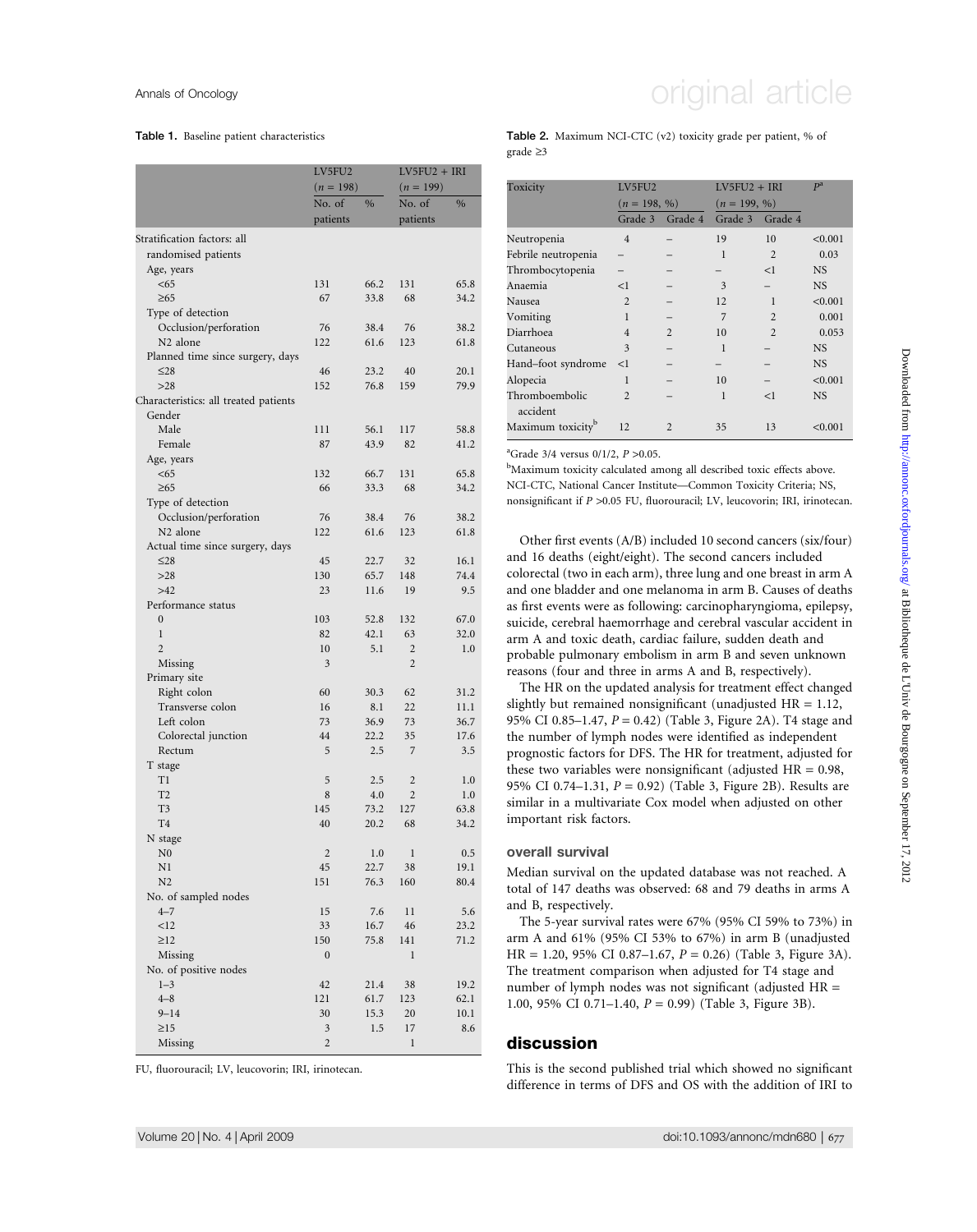**Table 1.** Baseline patient characteristics

| | LV5FU2 (n = 198) | | LV5FU2 + IRI (n = 199) | |
|---|---|---|---|---|
| | No. of patients | % | No. of patients | % |
| Stratification factors: all randomised patients | | | | |
| Age, years | | | | |
| <65 | 131 | 66.2 | 131 | 65.8 |
| ≥65 | 67 | 33.8 | 68 | 34.2 |
| Type of detection | | | | |
| Occlusion/perforation | 76 | 38.4 | 76 | 38.2 |
| N2 alone | 122 | 61.6 | 123 | 61.8 |
| Planned time since surgery, days | | | | |
| ≤28 | 46 | 23.2 | 40 | 20.1 |
| >28 | 152 | 76.8 | 159 | 79.9 |
| Characteristics: all treated patients | | | | |
| Gender | | | | |
| Male | 111 | 56.1 | 117 | 58.8 |
| Female | 87 | 43.9 | 82 | 41.2 |
| Age, years | | | | |
| <65 | 132 | 66.7 | 131 | 65.8 |
| ≥65 | 66 | 33.3 | 68 | 34.2 |
| Type of detection | | | | |
| Occlusion/perforation | 76 | 38.4 | 76 | 38.2 |
| N2 alone | 122 | 61.6 | 123 | 61.8 |
| Actual time since surgery, days | | | | |
| ≤28 | 45 | 22.7 | 32 | 16.1 |
| >28 | 130 | 65.7 | 148 | 74.4 |
| >42 | 23 | 11.6 | 19 | 9.5 |
| Performance status | | | | |
| 0 | 103 | 52.8 | 132 | 67.0 |
| 1 | 82 | 42.1 | 63 | 32.0 |
| 2 | 10 | 5.1 | 2 | 1.0 |
| Missing | 3 | | 2 | |
| Primary site | | | | |
| Right colon | 60 | 30.3 | 62 | 31.2 |
| Transverse colon | 16 | 8.1 | 22 | 11.1 |
| Left colon | 73 | 36.9 | 73 | 36.7 |
| Colorectal junction | 44 | 22.2 | 35 | 17.6 |
| Rectum | 5 | 2.5 | 7 | 3.5 |
| T stage | | | | |
| T1 | 5 | 2.5 | 2 | 1.0 |
| T2 | 8 | 4.0 | 2 | 1.0 |
| T3 | 145 | 73.2 | 127 | 63.8 |
| T4 | 40 | 20.2 | 68 | 34.2 |
| N stage | | | | |
| N0 | 2 | 1.0 | 1 | 0.5 |
| N1 | 45 | 22.7 | 38 | 19.1 |
| N2 | 151 | 76.3 | 160 | 80.4 |
| No. of sampled nodes | | | | |
| 4–7 | 15 | 7.6 | 11 | 5.6 |
| <12 | 33 | 16.7 | 46 | 23.2 |
| ≥12 | 150 | 75.8 | 141 | 71.2 |
| Missing | 0 | | 1 | |
| No. of positive nodes | | | | |
| 1–3 | 42 | 21.4 | 38 | 19.2 |
| 4–8 | 121 | 61.7 | 123 | 62.1 |
| 9–14 | 30 | 15.3 | 20 | 10.1 |
| ≥15 | 3 | 1.5 | 17 | 8.6 |
| Missing | 2 | | 1 | |

FU, fluorouracil; LV, leucovorin; IRI, irinotecan.

**Table 2.** Maximum NCI-CTC (v2) toxicity grade per patient, % of grade ≥3

| Toxicity | LV5FU2 (n = 198, %) | | LV5FU2 + IRI (n = 199, %) | | P[a] |
|---|---|---|---|---|---|
| | Grade 3 | Grade 4 | Grade 3 | Grade 4 | |
| Neutropenia | 4 | – | 19 | 10 | <0.001 |
| Febrile neutropenia | – | – | 1 | 2 | 0.03 |
| Thrombocytopenia | – | – | – | <1 | NS |
| Anaemia | <1 | – | 3 | – | NS |
| Nausea | 2 | – | 12 | 1 | <0.001 |
| Vomiting | 1 | – | 7 | 2 | 0.001 |
| Diarrhoea | 4 | 2 | 10 | 2 | 0.053 |
| Cutaneous | 3 | – | 1 | – | NS |
| Hand–foot syndrome | <1 | – | – | – | NS |
| Alopecia | 1 | – | 10 | – | <0.001 |
| Thromboembolic accident | 2 | – | 1 | <1 | NS |
| Maximum toxicity[b] | 12 | 2 | 35 | 13 | <0.001 |

[a]Grade 3/4 versus 0/1/2, $P > 0.05$.
[b]Maximum toxicity calculated among all described toxic effects above.
NCI-CTC, National Cancer Institute—Common Toxicity Criteria; NS, nonsignificant if $P > 0.05$ FU, fluorouracil; LV, leucovorin; IRI, irinotecan.

Other first events (A/B) included 10 second cancers (six/four) and 16 deaths (eight/eight). The second cancers included colorectal (two in each arm), three lung and one breast in arm A and one bladder and one melanoma in arm B. Causes of deaths as first events were as following: carcinopharyngioma, epilepsy, suicide, cerebral haemorrhage and cerebral vascular accident in arm A and toxic death, cardiac failure, sudden death and probable pulmonary embolism in arm B and seven unknown reasons (four and three in arms A and B, respectively).

The HR on the updated analysis for treatment effect changed slightly but remained nonsignificant (unadjusted HR = 1.12, 95% CI 0.85–1.47, $P = 0.42$) (Table 3, Figure 2A). T4 stage and the number of lymph nodes were identified as independent prognostic factors for DFS. The HR for treatment, adjusted for these two variables were nonsignificant (adjusted HR = 0.98, 95% CI 0.74–1.31, $P = 0.92$) (Table 3, Figure 2B). Results are similar in a multivariate Cox model when adjusted on other important risk factors.

## overall survival

Median survival on the updated database was not reached. A total of 147 deaths was observed: 68 and 79 deaths in arms A and B, respectively.

The 5-year survival rates were 67% (95% CI 59% to 73%) in arm A and 61% (95% CI 53% to 67%) in arm B (unadjusted HR = 1.20, 95% CI 0.87–1.67, $P = 0.26$) (Table 3, Figure 3A). The treatment comparison when adjusted for T4 stage and number of lymph nodes was not significant (adjusted HR = 1.00, 95% CI 0.71–1.40, $P = 0.99$) (Table 3, Figure 3B).

# discussion

This is the second published trial which showed no significant difference in terms of DFS and OS with the addition of IRI to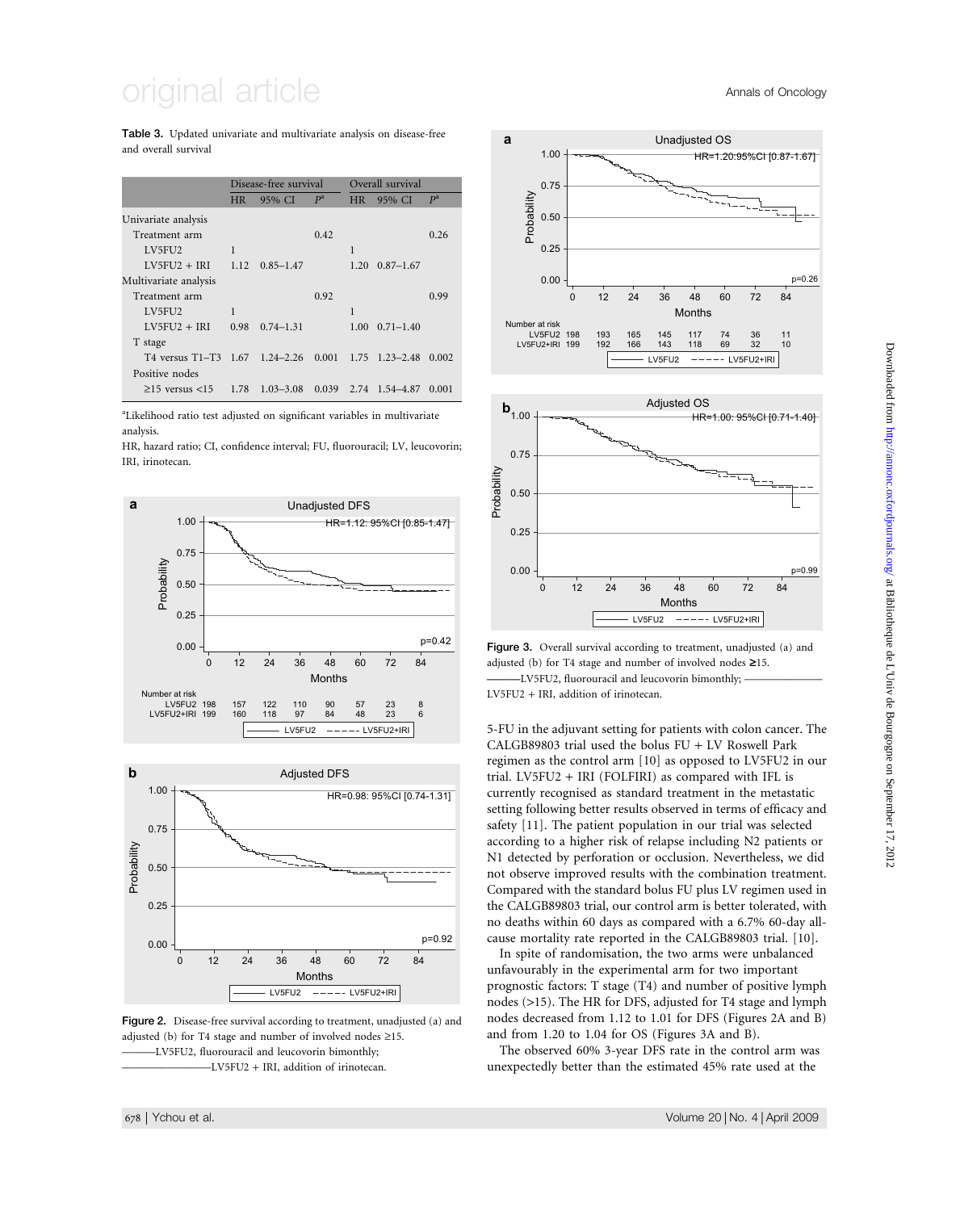**Table 3.** Updated univariate and multivariate analysis on disease-free and overall survival

| | Disease-free survival | | | Overall survival | | |
|---|---|---|---|---|---|---|
| | HR | 95% CI | P[a] | HR | 95% CI | P[a] |
| Univariate analysis | | | | | | |
| Treatment arm | | | 0.42 | | | 0.26 |
| LV5FU2 | 1 | | | 1 | | |
| LV5FU2 + IRI | 1.12 | 0.85–1.47 | | 1.20 | 0.87–1.67 | |
| Multivariate analysis | | | | | | |
| Treatment arm | | | 0.92 | | | 0.99 |
| LV5FU2 | 1 | | | 1 | | |
| LV5FU2 + IRI | 0.98 | 0.74–1.31 | | 1.00 | 0.71–1.40 | |
| T stage | | | | | | |
| T4 versus T1–T3 | 1.67 | 1.24–2.26 | 0.001 | 1.75 | 1.23–2.48 | 0.002 |
| Positive nodes | | | | | | |
| ≥15 versus <15 | 1.78 | 1.03–3.08 | 0.039 | 2.74 | 1.54–4.87 | 0.001 |

[a]Likelihood ratio test adjusted on significant variables in multivariate analysis.

HR, hazard ratio; CI, confidence interval; FU, fluorouracil; LV, leucovorin; IRI, irinotecan.

**Figure 2.** Disease-free survival according to treatment, unadjusted (a) and adjusted (b) for T4 stage and number of involved nodes ≥15. ———LV5FU2, fluorouracil and leucovorin bimonthly; ————————LV5FU2 + IRI, addition of irinotecan.

**Figure 3.** Overall survival according to treatment, unadjusted (a) and adjusted (b) for T4 stage and number of involved nodes ≥15. ———LV5FU2, fluorouracil and leucovorin bimonthly; ————————LV5FU2 + IRI, addition of irinotecan.

5-FU in the adjuvant setting for patients with colon cancer. The CALGB89803 trial used the bolus FU + LV Roswell Park regimen as the control arm [10] as opposed to LV5FU2 in our trial. LV5FU2 + IRI (FOLFIRI) as compared with IFL is currently recognised as standard treatment in the metastatic setting following better results observed in terms of efficacy and safety [11]. The patient population in our trial was selected according to a higher risk of relapse including N2 patients or N1 detected by perforation or occlusion. Nevertheless, we did not observe improved results with the combination treatment. Compared with the standard bolus FU plus LV regimen used in the CALGB89803 trial, our control arm is better tolerated, with no deaths within 60 days as compared with a 6.7% 60-day all-cause mortality rate reported in the CALGB89803 trial. [10].

In spite of randomisation, the two arms were unbalanced unfavourably in the experimental arm for two important prognostic factors: T stage (T4) and number of positive lymph nodes (>15). The HR for DFS, adjusted for T4 stage and lymph nodes decreased from 1.12 to 1.01 for DFS (Figures 2A and B) and from 1.20 to 1.04 for OS (Figures 3A and B).

The observed 60% 3-year DFS rate in the control arm was unexpectedly better than the estimated 45% rate used at the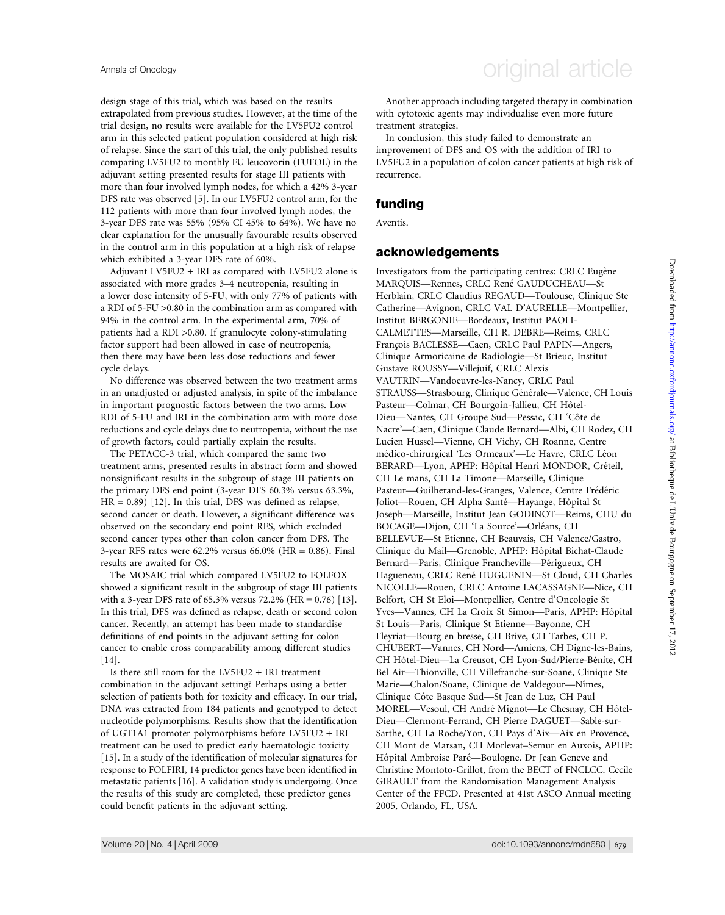design stage of this trial, which was based on the results extrapolated from previous studies. However, at the time of the trial design, no results were available for the LV5FU2 control arm in this selected patient population considered at high risk of relapse. Since the start of this trial, the only published results comparing LV5FU2 to monthly FU leucovorin (FUFOL) in the adjuvant setting presented results for stage III patients with more than four involved lymph nodes, for which a 42% 3-year DFS rate was observed [5]. In our LV5FU2 control arm, for the 112 patients with more than four involved lymph nodes, the 3-year DFS rate was 55% (95% CI 45% to 64%). We have no clear explanation for the unusually favourable results observed in the control arm in this population at a high risk of relapse which exhibited a 3-year DFS rate of 60%.

Adjuvant LV5FU2 + IRI as compared with LV5FU2 alone is associated with more grades 3–4 neutropenia, resulting in a lower dose intensity of 5-FU, with only 77% of patients with a RDI of 5-FU >0.80 in the combination arm as compared with 94% in the control arm. In the experimental arm, 70% of patients had a RDI >0.80. If granulocyte colony-stimulating factor support had been allowed in case of neutropenia, then there may have been less dose reductions and fewer cycle delays.

No difference was observed between the two treatment arms in an unadjusted or adjusted analysis, in spite of the imbalance in important prognostic factors between the two arms. Low RDI of 5-FU and IRI in the combination arm with more dose reductions and cycle delays due to neutropenia, without the use of growth factors, could partially explain the results.

The PETACC-3 trial, which compared the same two treatment arms, presented results in abstract form and showed nonsignificant results in the subgroup of stage III patients on the primary DFS end point (3-year DFS 60.3% versus 63.3%, HR = 0.89) [12]. In this trial, DFS was defined as relapse, second cancer or death. However, a significant difference was observed on the secondary end point RFS, which excluded second cancer types other than colon cancer from DFS. The 3-year RFS rates were 62.2% versus 66.0% (HR = 0.86). Final results are awaited for OS.

The MOSAIC trial which compared LV5FU2 to FOLFOX showed a significant result in the subgroup of stage III patients with a 3-year DFS rate of 65.3% versus 72.2% (HR = 0.76) [13]. In this trial, DFS was defined as relapse, death or second colon cancer. Recently, an attempt has been made to standardise definitions of end points in the adjuvant setting for colon cancer to enable cross comparability among different studies [14].

Is there still room for the LV5FU2 + IRI treatment combination in the adjuvant setting? Perhaps using a better selection of patients both for toxicity and efficacy. In our trial, DNA was extracted from 184 patients and genotyped to detect nucleotide polymorphisms. Results show that the identification of UGT1A1 promoter polymorphisms before LV5FU2 + IRI treatment can be used to predict early haematologic toxicity [15]. In a study of the identification of molecular signatures for response to FOLFIRI, 14 predictor genes have been identified in metastatic patients [16]. A validation study is undergoing. Once the results of this study are completed, these predictor genes could benefit patients in the adjuvant setting.

Another approach including targeted therapy in combination with cytotoxic agents may individualise even more future treatment strategies.

In conclusion, this study failed to demonstrate an improvement of DFS and OS with the addition of IRI to LV5FU2 in a population of colon cancer patients at high risk of recurrence.

## funding

Aventis.

## acknowledgements

Investigators from the participating centres: CRLC Eugène MARQUIS—Rennes, CRLC René GAUDUCHEAU—St Herblain, CRLC Claudius REGAUD—Toulouse, Clinique Ste Catherine—Avignon, CRLC VAL D'AURELLE—Montpellier, Institut BERGONIE—Bordeaux, Institut PAOLI-CALMETTES—Marseille, CH R. DEBRE—Reims, CRLC François BACLESSE—Caen, CRLC Paul PAPIN—Angers, Clinique Armoricaine de Radiologie—St Brieuc, Institut Gustave ROUSSY—Villejuif, CRLC Alexis VAUTRIN—Vandoeuvre-les-Nancy, CRLC Paul STRAUSS—Strasbourg, Clinique Générale—Valence, CH Louis Pasteur—Colmar, CH Bourgoin-Jallieu, CH Hôtel-Dieu—Nantes, CH Groupe Sud—Pessac, CH 'Côte de Nacre'—Caen, Clinique Claude Bernard—Albi, CH Rodez, CH Lucien Hussel—Vienne, CH Vichy, CH Roanne, Centre médico-chirurgical 'Les Ormeaux'—Le Havre, CRLC Léon BERARD—Lyon, APHP: Hôpital Henri MONDOR, Créteil, CH Le mans, CH La Timone—Marseille, Clinique Pasteur—Guilherand-les-Granges, Valence, Centre Frédéric Joliot—Rouen, CH Alpha Santé—Hayange, Hôpital St Joseph—Marseille, Institut Jean GODINOT—Reims, CHU du BOCAGE—Dijon, CH 'La Source'—Orléans, CH BELLEVUE—St Etienne, CH Beauvais, CH Valence/Gastro, Clinique du Mail—Grenoble, APHP: Hôpital Bichat-Claude Bernard—Paris, Clinique Francheville—Périgueux, CH Hagueneau, CRLC René HUGUENIN—St Cloud, CH Charles NICOLLE—Rouen, CRLC Antoine LACASSAGNE—Nice, CH Belfort, CH St Eloi—Montpellier, Centre d'Oncologie St Yves—Vannes, CH La Croix St Simon—Paris, APHP: Hôpital St Louis—Paris, Clinique St Etienne—Bayonne, CH Fleyriat—Bourg en bresse, CH Brive, CH Tarbes, CH P. CHUBERT—Vannes, CH Nord—Amiens, CH Digne-les-Bains, CH Hôtel-Dieu—La Creusot, CH Lyon-Sud/Pierre-Bénite, CH Bel Air—Thionville, CH Villefranche-sur-Soane, Clinique Ste Marie—Chalon/Soane, Clinique de Valdegour—Nîmes, Clinique Côte Basque Sud—St Jean de Luz, CH Paul MOREL—Vesoul, CH André Mignot—Le Chesnay, CH Hôtel-Dieu—Clermont-Ferrand, CH Pierre DAGUET—Sable-sur-Sarthe, CH La Roche/Yon, CH Pays d'Aix—Aix en Provence, CH Mont de Marsan, CH Morlevat–Semur en Auxois, APHP: Hôpital Ambroise Paré—Boulogne. Dr Jean Geneve and Christine Montoto-Grillot, from the BECT of FNCLCC. Cecile GIRAULT from the Randomisation Management Analysis Center of the FFCD. Presented at 41st ASCO Annual meeting 2005, Orlando, FL, USA.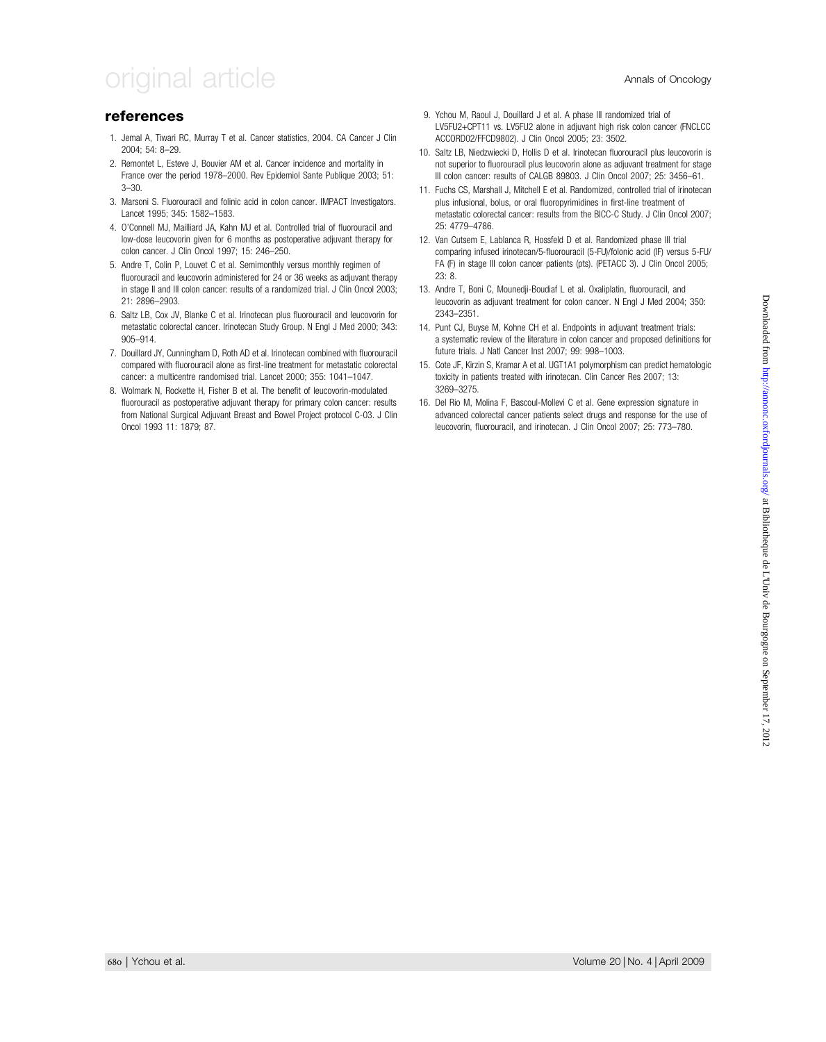## references

1. Jemal A, Tiwari RC, Murray T et al. Cancer statistics, 2004. CA Cancer J Clin 2004; 54: 8–29.
2. Remontet L, Esteve J, Bouvier AM et al. Cancer incidence and mortality in France over the period 1978–2000. Rev Epidemiol Sante Publique 2003; 51: 3–30.
3. Marsoni S. Fluorouracil and folinic acid in colon cancer. IMPACT Investigators. Lancet 1995; 345: 1582–1583.
4. O'Connell MJ, Mailliard JA, Kahn MJ et al. Controlled trial of fluorouracil and low-dose leucovorin given for 6 months as postoperative adjuvant therapy for colon cancer. J Clin Oncol 1997; 15: 246–250.
5. Andre T, Colin P, Louvet C et al. Semimonthly versus monthly regimen of fluorouracil and leucovorin administered for 24 or 36 weeks as adjuvant therapy in stage II and III colon cancer: results of a randomized trial. J Clin Oncol 2003; 21: 2896–2903.
6. Saltz LB, Cox JV, Blanke C et al. Irinotecan plus fluorouracil and leucovorin for metastatic colorectal cancer. Irinotecan Study Group. N Engl J Med 2000; 343: 905–914.
7. Douillard JY, Cunningham D, Roth AD et al. Irinotecan combined with fluorouracil compared with fluorouracil alone as first-line treatment for metastatic colorectal cancer: a multicentre randomised trial. Lancet 2000; 355: 1041–1047.
8. Wolmark N, Rockette H, Fisher B et al. The benefit of leucovorin-modulated fluorouracil as postoperative adjuvant therapy for primary colon cancer: results from National Surgical Adjuvant Breast and Bowel Project protocol C-03. J Clin Oncol 1993 11: 1879; 87.
9. Ychou M, Raoul J, Douillard J et al. A phase III randomized trial of LV5FU2+CPT11 vs. LV5FU2 alone in adjuvant high risk colon cancer (FNCLCC ACCORD02/FFCD9802). J Clin Oncol 2005; 23: 3502.
10. Saltz LB, Niedzwiecki D, Hollis D et al. Irinotecan fluorouracil plus leucovorin is not superior to fluorouracil plus leucovorin alone as adjuvant treatment for stage III colon cancer: results of CALGB 89803. J Clin Oncol 2007; 25: 3456–61.
11. Fuchs CS, Marshall J, Mitchell E et al. Randomized, controlled trial of irinotecan plus infusional, bolus, or oral fluoropyrimidines in first-line treatment of metastatic colorectal cancer: results from the BICC-C Study. J Clin Oncol 2007; 25: 4779–4786.
12. Van Cutsem E, Lablanca R, Hossfeld D et al. Randomized phase III trial comparing infused irinotecan/5-fluorouracil (5-FU)/folonic acid (IF) versus 5-FU/FA (F) in stage III colon cancer patients (pts). (PETACC 3). J Clin Oncol 2005; 23: 8.
13. Andre T, Boni C, Mounedji-Boudiaf L et al. Oxaliplatin, fluorouracil, and leucovorin as adjuvant treatment for colon cancer. N Engl J Med 2004; 350: 2343–2351.
14. Punt CJ, Buyse M, Kohne CH et al. Endpoints in adjuvant treatment trials: a systematic review of the literature in colon cancer and proposed definitions for future trials. J Natl Cancer Inst 2007; 99: 998–1003.
15. Cote JF, Kirzin S, Kramar A et al. UGT1A1 polymorphism can predict hematologic toxicity in patients treated with irinotecan. Clin Cancer Res 2007; 13: 3269–3275.
16. Del Rio M, Molina F, Bascoul-Mollevi C et al. Gene expression signature in advanced colorectal cancer patients select drugs and response for the use of leucovorin, fluorouracil, and irinotecan. J Clin Oncol 2007; 25: 773–780.